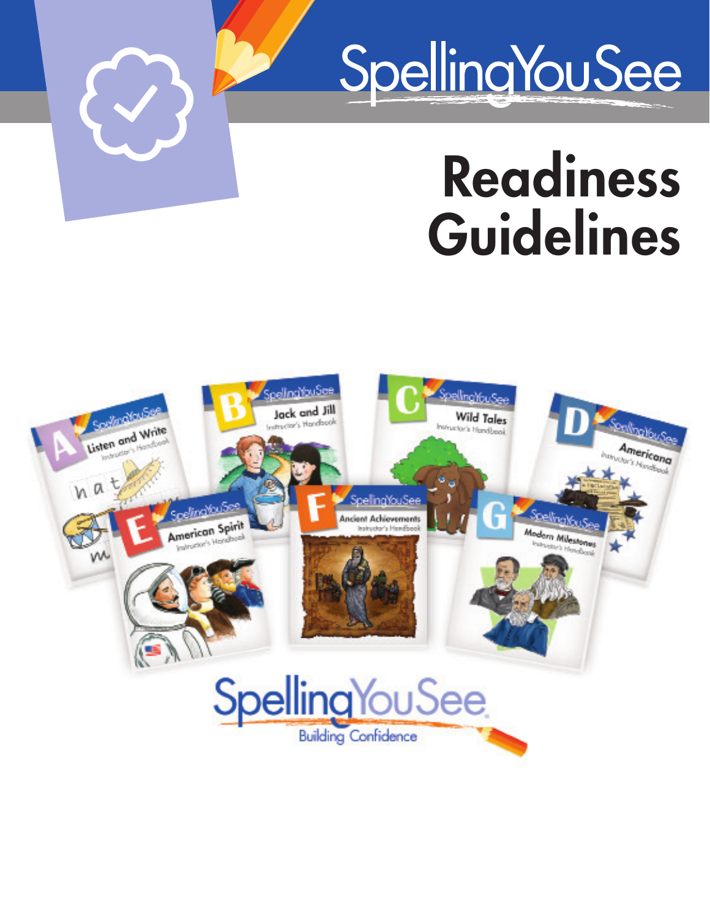SpellingYouSee

# Readiness Guidelines

SpellingYouSee
Building Confidence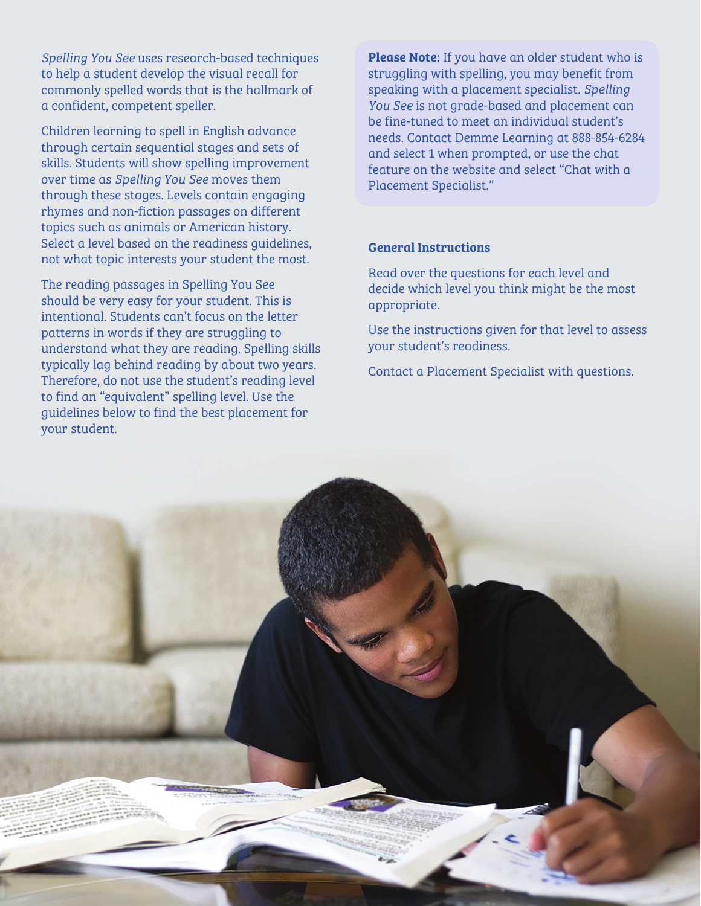*Spelling You See* uses research-based techniques to help a student develop the visual recall for commonly spelled words that is the hallmark of a confident, competent speller.

Children learning to spell in English advance through certain sequential stages and sets of skills. Students will show spelling improvement over time as *Spelling You See* moves them through these stages. Levels contain engaging rhymes and non-fiction passages on different topics such as animals or American history. Select a level based on the readiness guidelines, not what topic interests your student the most.

The reading passages in Spelling You See should be very easy for your student. This is intentional. Students can't focus on the letter patterns in words if they are struggling to understand what they are reading. Spelling skills typically lag behind reading by about two years. Therefore, do not use the student's reading level to find an "equivalent" spelling level. Use the guidelines below to find the best placement for your student.

**Please Note:** If you have an older student who is struggling with spelling, you may benefit from speaking with a placement specialist. *Spelling You See* is not grade-based and placement can be fine-tuned to meet an individual student's needs. Contact Demme Learning at 888-854-6284 and select 1 when prompted, or use the chat feature on the website and select "Chat with a Placement Specialist."

### General Instructions

Read over the questions for each level and decide which level you think might be the most appropriate.

Use the instructions given for that level to assess your student's readiness.

Contact a Placement Specialist with questions.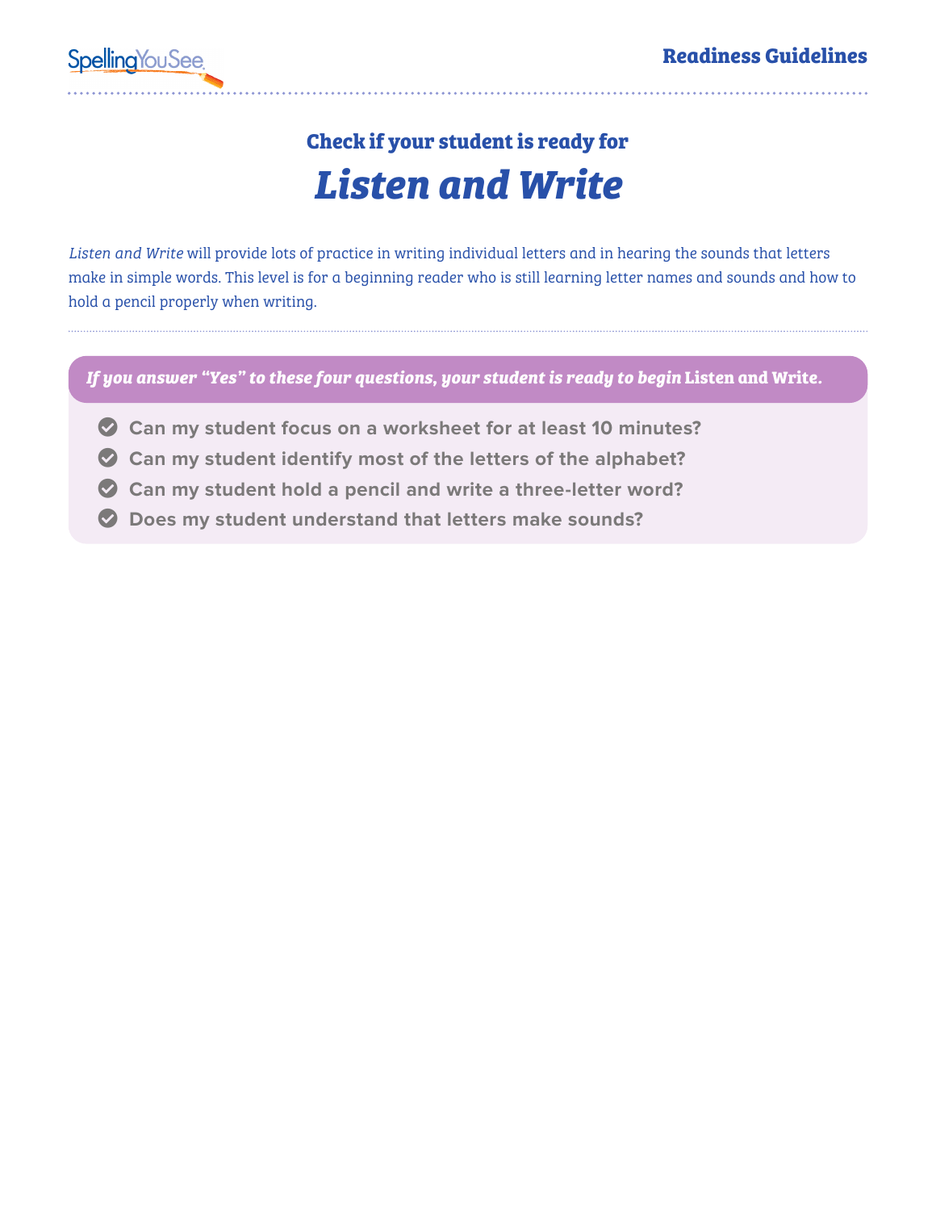Check if your student is ready for

# *Listen and Write*

*Listen and Write* will provide lots of practice in writing individual letters and in hearing the sounds that letters make in simple words. This level is for a beginning reader who is still learning letter names and sounds and how to hold a pencil properly when writing.

***If you answer "Yes" to these four questions, your student is ready to begin* Listen and Write.**

- **Can my student focus on a worksheet for at least 10 minutes?**
- **Can my student identify most of the letters of the alphabet?**
- **Can my student hold a pencil and write a three-letter word?**
- **Does my student understand that letters make sounds?**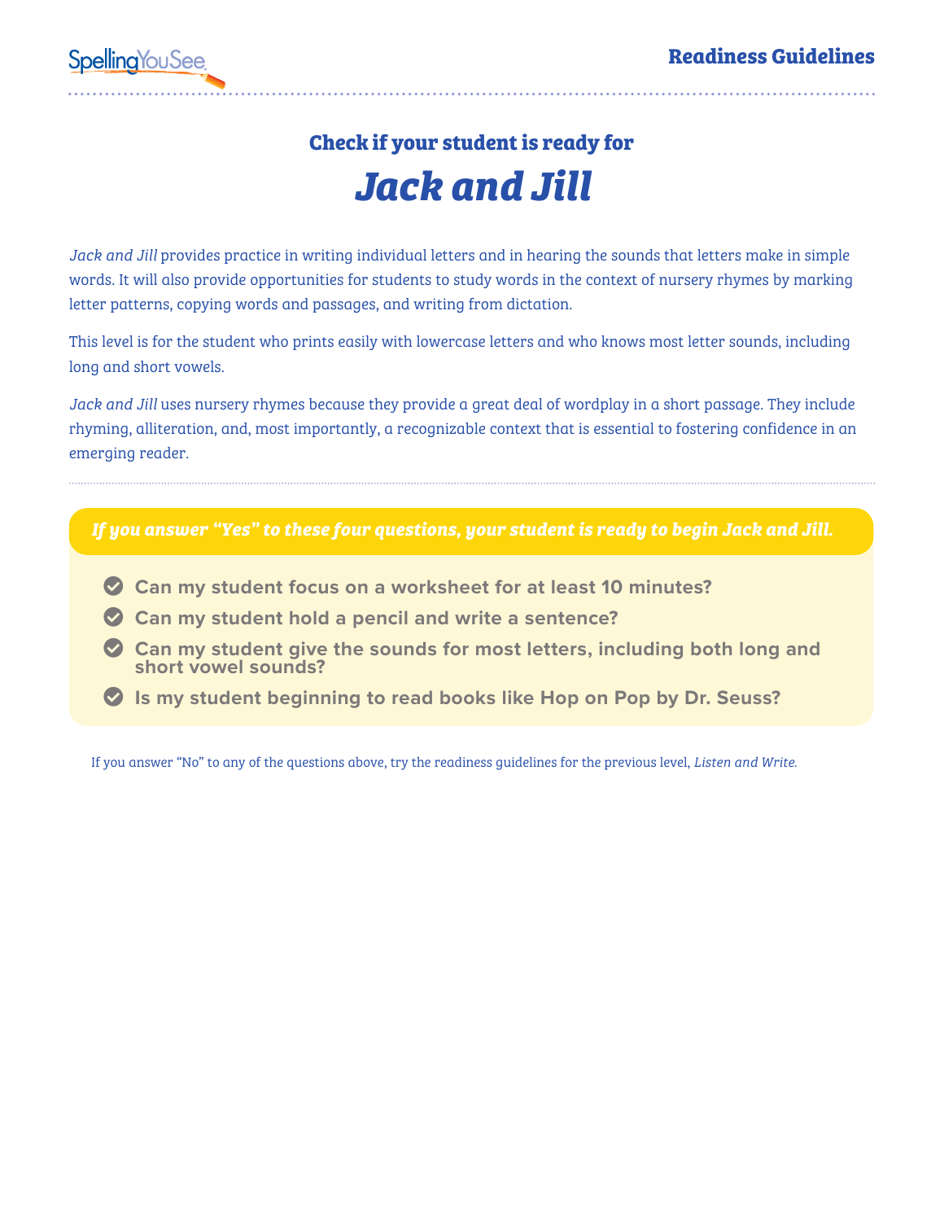## Readiness Guidelines

### Check if your student is ready for

# *Jack and Jill*

*Jack and Jill* provides practice in writing individual letters and in hearing the sounds that letters make in simple words. It will also provide opportunities for students to study words in the context of nursery rhymes by marking letter patterns, copying words and passages, and writing from dictation.

This level is for the student who prints easily with lowercase letters and who knows most letter sounds, including long and short vowels.

*Jack and Jill* uses nursery rhymes because they provide a great deal of wordplay in a short passage. They include rhyming, alliteration, and, most importantly, a recognizable context that is essential to fostering confidence in an emerging reader.

***If you answer "Yes" to these four questions, your student is ready to begin Jack and Jill.***

- **Can my student focus on a worksheet for at least 10 minutes?**
- **Can my student hold a pencil and write a sentence?**
- **Can my student give the sounds for most letters, including both long and short vowel sounds?**
- **Is my student beginning to read books like Hop on Pop by Dr. Seuss?**

If you answer "No" to any of the questions above, try the readiness guidelines for the previous level, *Listen and Write.*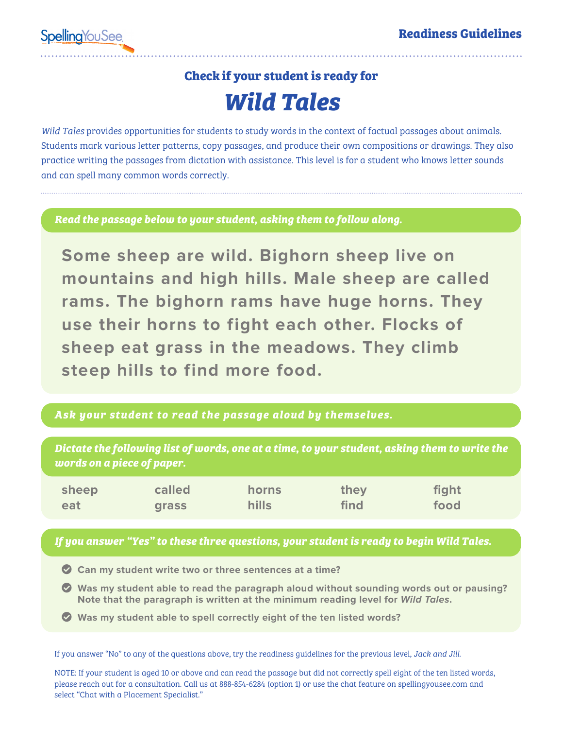SpellingYouSee

**Readiness Guidelines**

### Check if your student is ready for

# *Wild Tales*

*Wild Tales* provides opportunities for students to study words in the context of factual passages about animals. Students mark various letter patterns, copy passages, and produce their own compositions or drawings. They also practice writing the passages from dictation with assistance. This level is for a student who knows letter sounds and can spell many common words correctly.

***Read the passage below to your student, asking them to follow along.***

**Some sheep are wild. Bighorn sheep live on mountains and high hills. Male sheep are called rams. The bighorn rams have huge horns. They use their horns to fight each other. Flocks of sheep eat grass in the meadows. They climb steep hills to find more food.**

***Ask your student to read the passage aloud by themselves.***

***Dictate the following list of words, one at a time, to your student, asking them to write the words on a piece of paper.***

| | | | | |
|---|---|---|---|---|
| sheep | called | horns | they | fight |
| eat | grass | hills | find | food |

***If you answer "Yes" to these three questions, your student is ready to begin Wild Tales.***

- **Can my student write two or three sentences at a time?**
- **Was my student able to read the paragraph aloud without sounding words out or pausing? Note that the paragraph is written at the minimum reading level for *Wild Tales*.**
- **Was my student able to spell correctly eight of the ten listed words?**

If you answer "No" to any of the questions above, try the readiness guidelines for the previous level, *Jack and Jill.*

NOTE: If your student is aged 10 or above and can read the passage but did not correctly spell eight of the ten listed words, please reach out for a consultation. Call us at 888-854-6284 (option 1) or use the chat feature on spellingyousee.com and select "Chat with a Placement Specialist."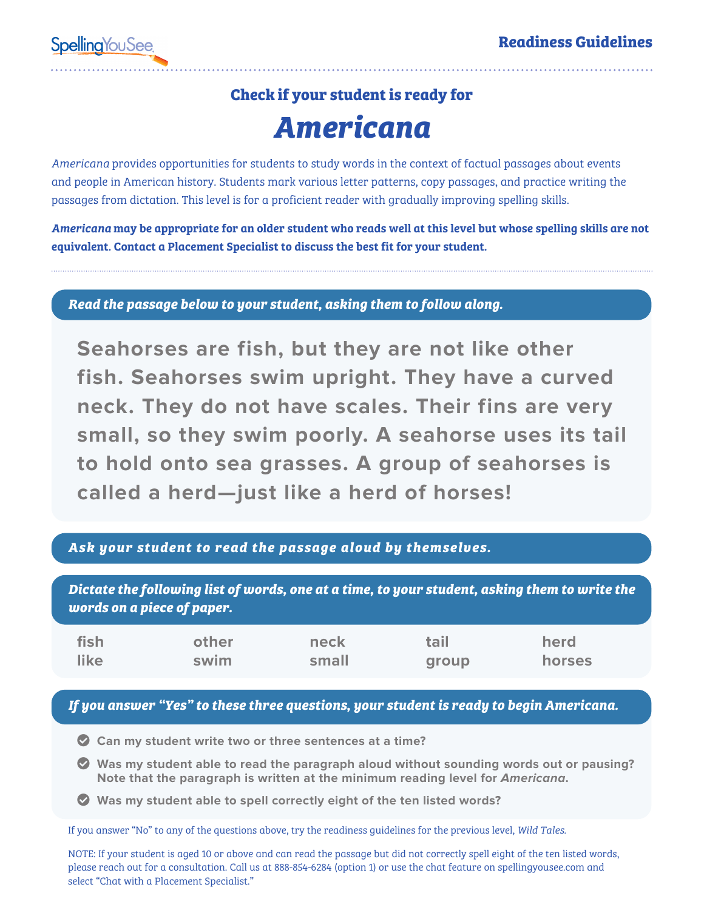SpellingYouSee

**Readiness Guidelines**

### Check if your student is ready for

# *Americana*

*Americana* provides opportunities for students to study words in the context of factual passages about events and people in American history. Students mark various letter patterns, copy passages, and practice writing the passages from dictation. This level is for a proficient reader with gradually improving spelling skills.

***Americana* may be appropriate for an older student who reads well at this level but whose spelling skills are not equivalent. Contact a Placement Specialist to discuss the best fit for your student.**

***Read the passage below to your student, asking them to follow along.***

**Seahorses are fish, but they are not like other fish. Seahorses swim upright. They have a curved neck. They do not have scales. Their fins are very small, so they swim poorly. A seahorse uses its tail to hold onto sea grasses. A group of seahorses is called a herd—just like a herd of horses!**

***Ask your student to read the passage aloud by themselves.***

***Dictate the following list of words, one at a time, to your student, asking them to write the words on a piece of paper.***

| | | | | |
|---|---|---|---|---|
| fish | other | neck | tail | herd |
| like | swim | small | group | horses |

***If you answer "Yes" to these three questions, your student is ready to begin Americana.***

- **Can my student write two or three sentences at a time?**
- **Was my student able to read the paragraph aloud without sounding words out or pausing? Note that the paragraph is written at the minimum reading level for *Americana*.**
- **Was my student able to spell correctly eight of the ten listed words?**

If you answer "No" to any of the questions above, try the readiness guidelines for the previous level, *Wild Tales*.

NOTE: If your student is aged 10 or above and can read the passage but did not correctly spell eight of the ten listed words, please reach out for a consultation. Call us at 888-854-6284 (option 1) or use the chat feature on spellingyousee.com and select "Chat with a Placement Specialist."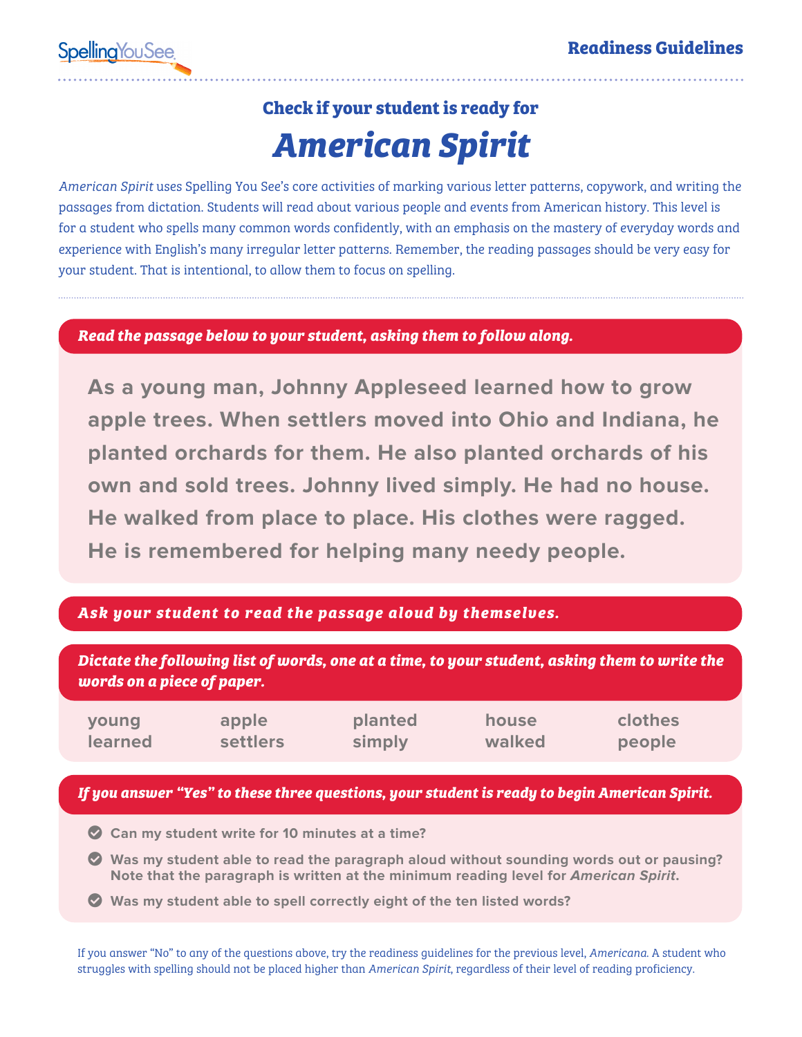SpellingYouSee

**Readiness Guidelines**

### Check if your student is ready for

# *American Spirit*

*American Spirit* uses Spelling You See's core activities of marking various letter patterns, copywork, and writing the passages from dictation. Students will read about various people and events from American history. This level is for a student who spells many common words confidently, with an emphasis on the mastery of everyday words and experience with English's many irregular letter patterns. Remember, the reading passages should be very easy for your student. That is intentional, to allow them to focus on spelling.

***Read the passage below to your student, asking them to follow along.***

**As a young man, Johnny Appleseed learned how to grow apple trees. When settlers moved into Ohio and Indiana, he planted orchards for them. He also planted orchards of his own and sold trees. Johnny lived simply. He had no house. He walked from place to place. His clothes were ragged. He is remembered for helping many needy people.**

***Ask your student to read the passage aloud by themselves.***

***Dictate the following list of words, one at a time, to your student, asking them to write the words on a piece of paper.***

| | | | | |
|---|---|---|---|---|
| young | apple | planted | house | clothes |
| learned | settlers | simply | walked | people |

***If you answer "Yes" to these three questions, your student is ready to begin American Spirit.***

- **Can my student write for 10 minutes at a time?**
- **Was my student able to read the paragraph aloud without sounding words out or pausing? Note that the paragraph is written at the minimum reading level for *American Spirit*.**
- **Was my student able to spell correctly eight of the ten listed words?**

If you answer "No" to any of the questions above, try the readiness guidelines for the previous level, *Americana*. A student who struggles with spelling should not be placed higher than *American Spirit*, regardless of their level of reading proficiency.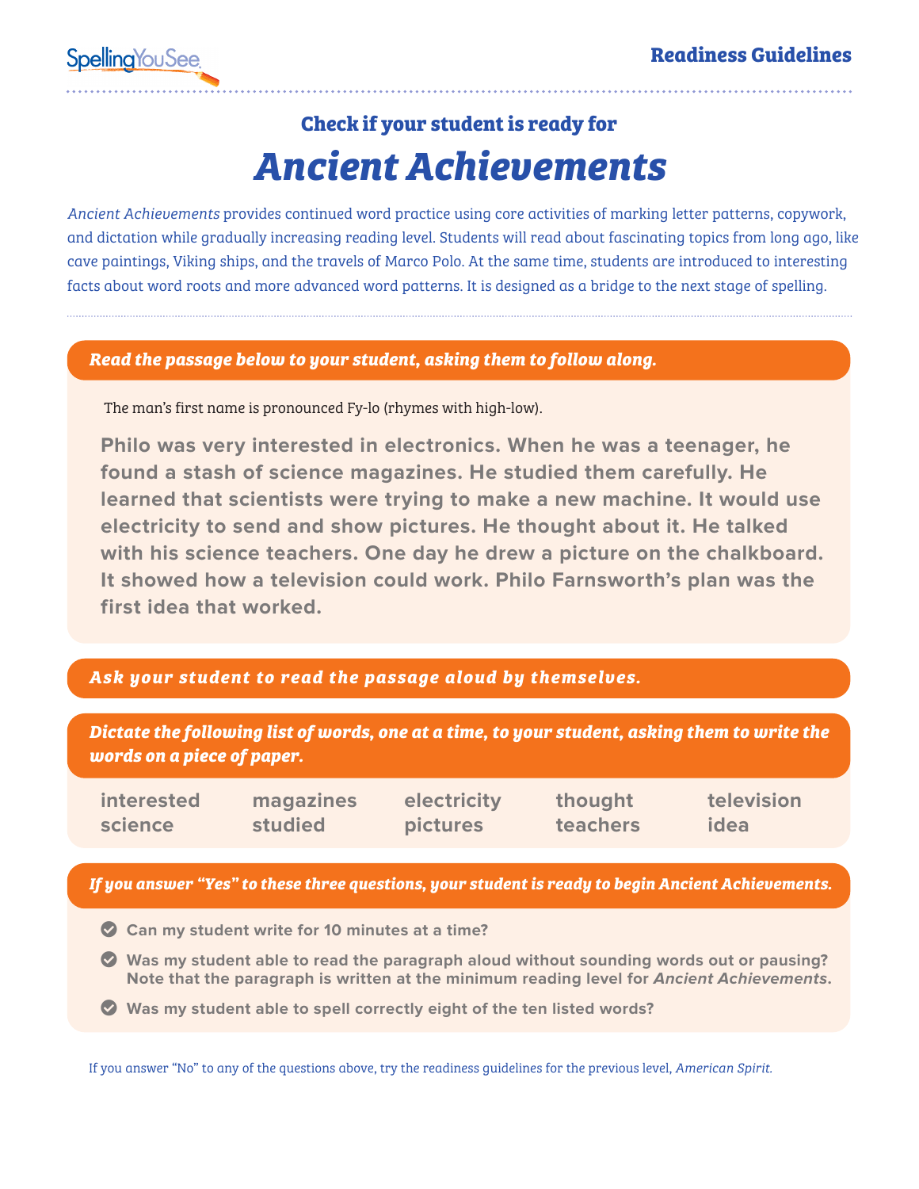SpellingYouSee

**Readiness Guidelines**

### Check if your student is ready for

# *Ancient Achievements*

*Ancient Achievements* provides continued word practice using core activities of marking letter patterns, copywork, and dictation while gradually increasing reading level. Students will read about fascinating topics from long ago, like cave paintings, Viking ships, and the travels of Marco Polo. At the same time, students are introduced to interesting facts about word roots and more advanced word patterns. It is designed as a bridge to the next stage of spelling.

***Read the passage below to your student, asking them to follow along.***

The man's first name is pronounced Fy-lo (rhymes with high-low).

**Philo was very interested in electronics. When he was a teenager, he found a stash of science magazines. He studied them carefully. He learned that scientists were trying to make a new machine. It would use electricity to send and show pictures. He thought about it. He talked with his science teachers. One day he drew a picture on the chalkboard. It showed how a television could work. Philo Farnsworth's plan was the first idea that worked.**

***Ask your student to read the passage aloud by themselves.***

***Dictate the following list of words, one at a time, to your student, asking them to write the words on a piece of paper.***

| | | | | |
|---|---|---|---|---|
| **interested** | **magazines** | **electricity** | **thought** | **television** |
| **science** | **studied** | **pictures** | **teachers** | **idea** |

***If you answer "Yes" to these three questions, your student is ready to begin Ancient Achievements.***

- **Can my student write for 10 minutes at a time?**
- **Was my student able to read the paragraph aloud without sounding words out or pausing? Note that the paragraph is written at the minimum reading level for *Ancient Achievements*.**
- **Was my student able to spell correctly eight of the ten listed words?**

If you answer "No" to any of the questions above, try the readiness guidelines for the previous level, *American Spirit.*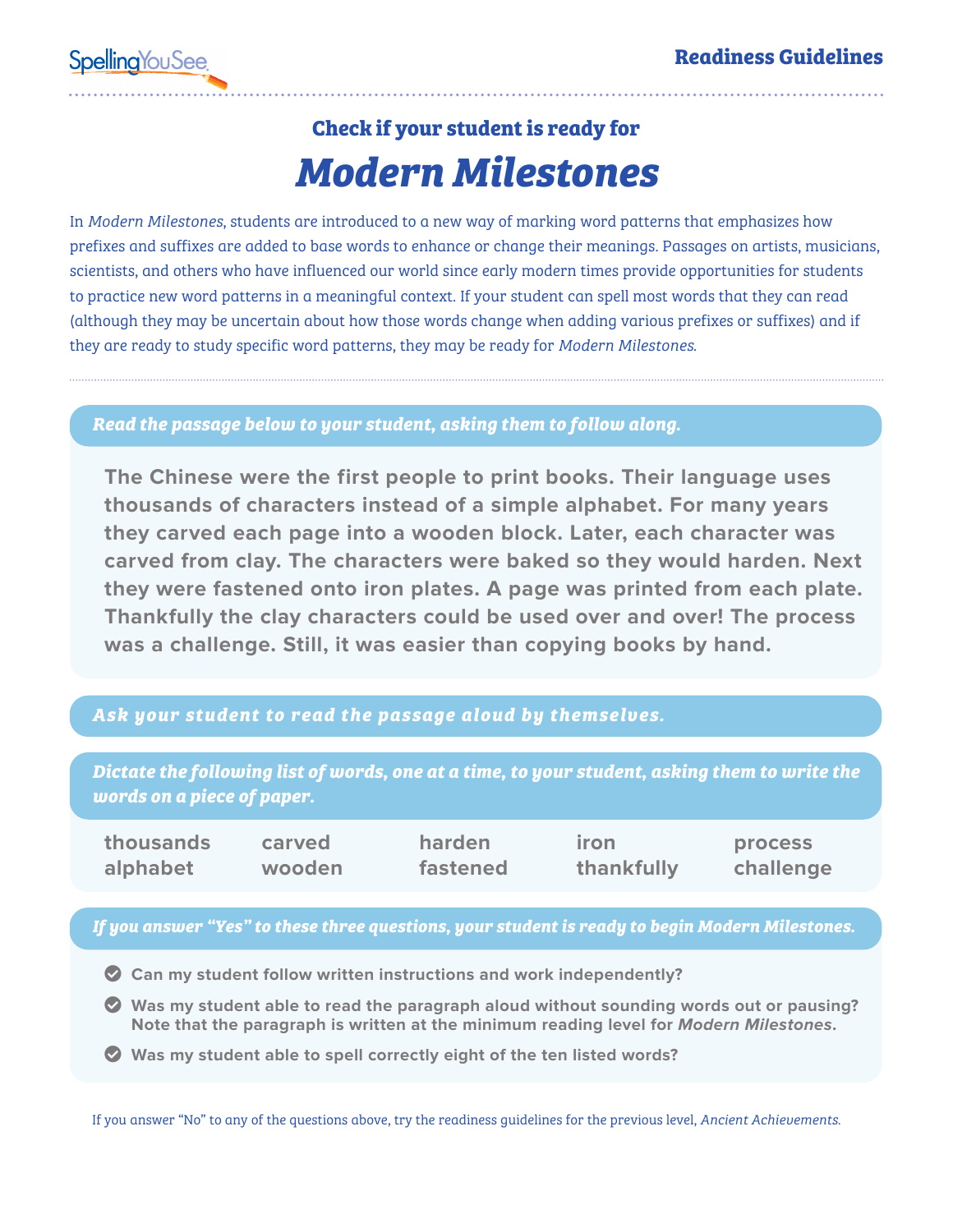SpellingYouSee

**Readiness Guidelines**

### Check if your student is ready for

# *Modern Milestones*

In *Modern Milestones*, students are introduced to a new way of marking word patterns that emphasizes how prefixes and suffixes are added to base words to enhance or change their meanings. Passages on artists, musicians, scientists, and others who have influenced our world since early modern times provide opportunities for students to practice new word patterns in a meaningful context. If your student can spell most words that they can read (although they may be uncertain about how those words change when adding various prefixes or suffixes) and if they are ready to study specific word patterns, they may be ready for *Modern Milestones*.

***Read the passage below to your student, asking them to follow along.***

**The Chinese were the first people to print books. Their language uses thousands of characters instead of a simple alphabet. For many years they carved each page into a wooden block. Later, each character was carved from clay. The characters were baked so they would harden. Next they were fastened onto iron plates. A page was printed from each plate. Thankfully the clay characters could be used over and over! The process was a challenge. Still, it was easier than copying books by hand.**

***Ask your student to read the passage aloud by themselves.***

***Dictate the following list of words, one at a time, to your student, asking them to write the words on a piece of paper.***

| | | | | |
|---|---|---|---|---|
| **thousands** | **carved** | **harden** | **iron** | **process** |
| **alphabet** | **wooden** | **fastened** | **thankfully** | **challenge** |

***If you answer "Yes" to these three questions, your student is ready to begin Modern Milestones.***

- **Can my student follow written instructions and work independently?**
- **Was my student able to read the paragraph aloud without sounding words out or pausing? Note that the paragraph is written at the minimum reading level for *Modern Milestones*.**
- **Was my student able to spell correctly eight of the ten listed words?**

If you answer "No" to any of the questions above, try the readiness guidelines for the previous level, *Ancient Achievements.*